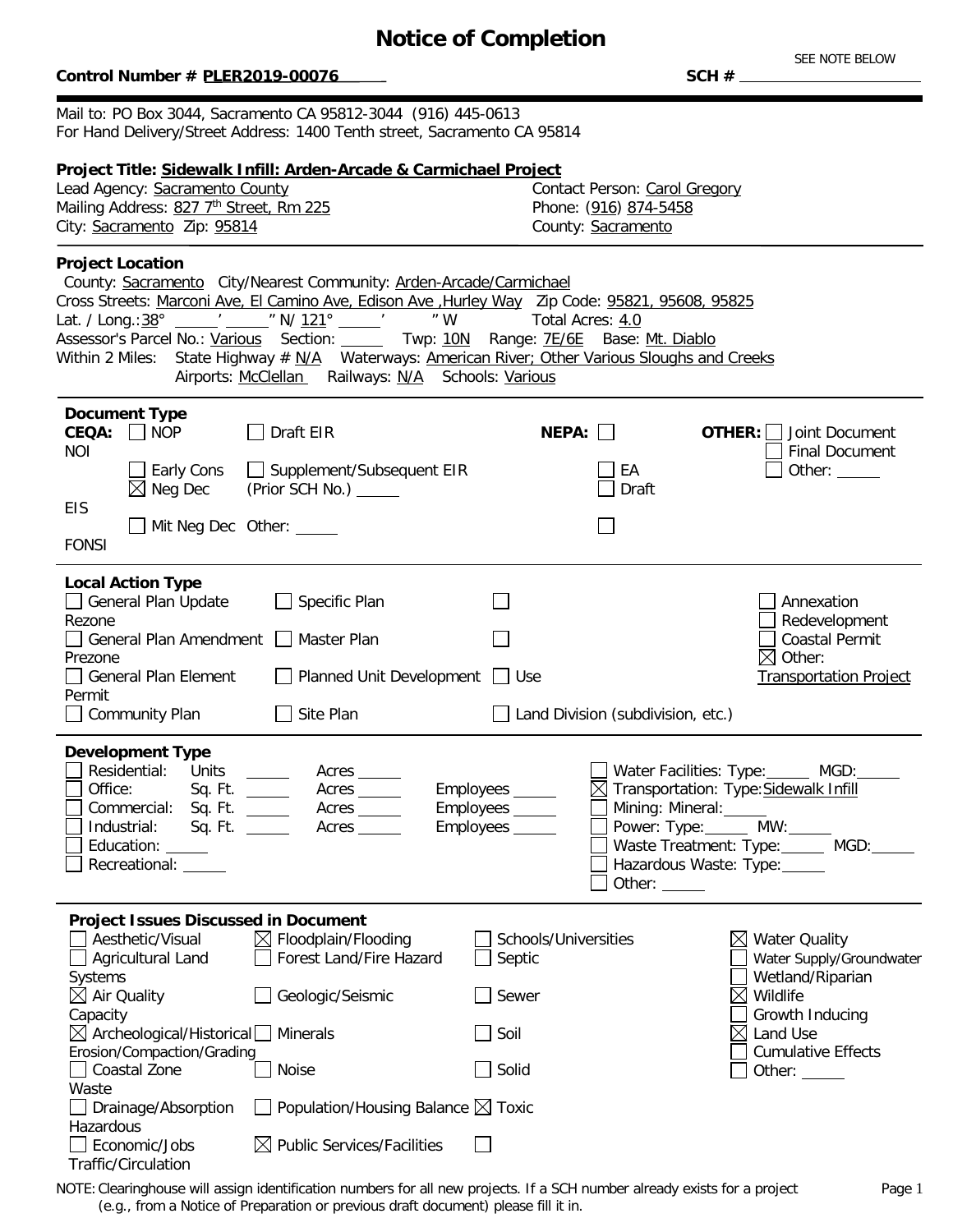# Notice of Completion

**Control Number # PLER2019-00076** **SCH #** ______ SEE NOTE BELOW

Mail to: PO Box 3044, Sacramento CA 95812-3044 (916) 445-0613
For Hand Delivery/Street Address: 1400 Tenth street, Sacramento CA 95814

**Project Title: Sidewalk Infill: Arden-Arcade & Carmichael Project**

Lead Agency: Sacramento County
Mailing Address: 827 7th Street, Rm 225
City: Sacramento Zip: 95814

Contact Person: Carol Gregory
Phone: (916) 874-5458
County: Sacramento

**Project Location**

County: Sacramento City/Nearest Community: Arden-Arcade/Carmichael
Cross Streets: Marconi Ave, El Camino Ave, Edison Ave ,Hurley Way Zip Code: 95821, 95608, 95825
Lat. / Long.: 38° ____' ____" N/ 121° ____' ____" W Total Acres: 4.0
Assessor's Parcel No.: Various Section: ____ Twp: 10N Range: 7E/6E Base: Mt. Diablo
Within 2 Miles: State Highway # N/A Waterways: American River; Other Various Sloughs and Creeks
Airports: McClellan Railways: N/A Schools: Various

**Document Type**

**CEQA:**
- ☐ NOP
- ☐ Early Cons
- ☒ Neg Dec
- ☐ Mit Neg Dec
- ☐ Draft EIR
- ☐ Supplement/Subsequent EIR (Prior SCH No.) ____
- Other: ____

**NEPA:**
- ☐ NOI
- ☐ EA
- ☐ Draft EIS
- ☐ FONSI

**OTHER:**
- ☐ Joint Document
- ☐ Final Document
- ☐ Other: ____

**Local Action Type**

- ☐ General Plan Update
- ☐ General Plan Amendment
- ☐ General Plan Element
- ☐ Community Plan
- ☐ Specific Plan
- ☐ Master Plan
- ☐ Planned Unit Development
- ☐ Site Plan
- ☐ Rezone
- ☐ Prezone
- ☐ Use Permit
- ☐ Land Division (subdivision, etc.)
- ☐ Annexation
- ☐ Redevelopment
- ☐ Coastal Permit
- ☒ Other: Transportation Project

**Development Type**

- ☐ Residential: Units ____ Acres ____
- ☐ Office: Sq. Ft. ____ Acres ____ Employees ____
- ☐ Commercial: Sq. Ft. ____ Acres ____ Employees ____
- ☐ Industrial: Sq. Ft. ____ Acres ____ Employees ____
- ☐ Education: ____
- ☐ Recreational: ____
- ☐ Water Facilities: Type: ____ MGD: ____
- ☒ Transportation: Type: Sidewalk Infill
- ☐ Mining: Mineral: ____
- ☐ Power: Type: ____ MW: ____
- ☐ Waste Treatment: Type: ____ MGD: ____
- ☐ Hazardous Waste: Type: ____
- ☐ Other: ____

**Project Issues Discussed in Document**

- ☐ Aesthetic/Visual
- ☐ Agricultural Land
- ☒ Air Quality
- ☒ Archeological/Historical
- ☐ Coastal Zone
- ☐ Drainage/Absorption
- ☐ Economic/Jobs
- ☒ Floodplain/Flooding
- ☐ Forest Land/Fire Hazard
- ☐ Geologic/Seismic
- ☐ Minerals
- ☐ Noise
- ☐ Population/Housing Balance
- ☒ Public Services/Facilities
- ☐ Recreation/Parks
- ☐ Schools/Universities
- ☐ Septic Systems
- ☐ Sewer Capacity
- ☐ Soil Erosion/Compaction/Grading
- ☐ Solid Waste
- ☒ Toxic/Hazardous
- ☐ Traffic/Circulation
- ☐ Vegetation
- ☒ Water Quality
- ☐ Water Supply/Groundwater
- ☐ Wetland/Riparian
- ☒ Wildlife
- ☐ Growth Inducing
- ☒ Land Use
- ☐ Cumulative Effects
- ☐ Other: ____

NOTE: Clearinghouse will assign identification numbers for all new projects. If a SCH number already exists for a project (e.g., from a Notice of Preparation or previous draft document) please fill it in.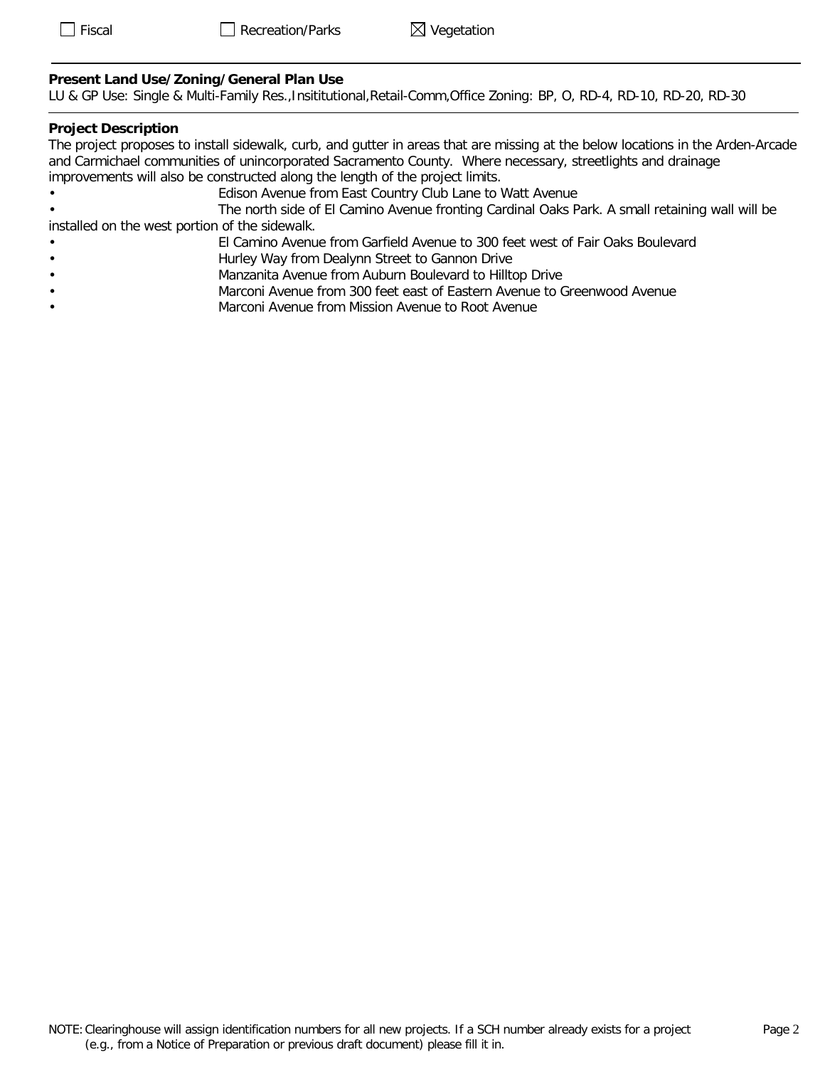☐ Fiscal ☐ Recreation/Parks ☒ Vegetation

---

**Present Land Use/Zoning/General Plan Use**

LU & GP Use: Single & Multi-Family Res.,Insititutional,Retail-Comm,Office Zoning: BP, O, RD-4, RD-10, RD-20, RD-30

---

**Project Description**

The project proposes to install sidewalk, curb, and gutter in areas that are missing at the below locations in the Arden-Arcade and Carmichael communities of unincorporated Sacramento County. Where necessary, streetlights and drainage improvements will also be constructed along the length of the project limits.

- Edison Avenue from East Country Club Lane to Watt Avenue
- The north side of El Camino Avenue fronting Cardinal Oaks Park. A small retaining wall will be installed on the west portion of the sidewalk.
- El Camino Avenue from Garfield Avenue to 300 feet west of Fair Oaks Boulevard
- Hurley Way from Dealynn Street to Gannon Drive
- Manzanita Avenue from Auburn Boulevard to Hilltop Drive
- Marconi Avenue from 300 feet east of Eastern Avenue to Greenwood Avenue
- Marconi Avenue from Mission Avenue to Root Avenue

NOTE: Clearinghouse will assign identification numbers for all new projects. If a SCH number already exists for a project (e.g., from a Notice of Preparation or previous draft document) please fill it in.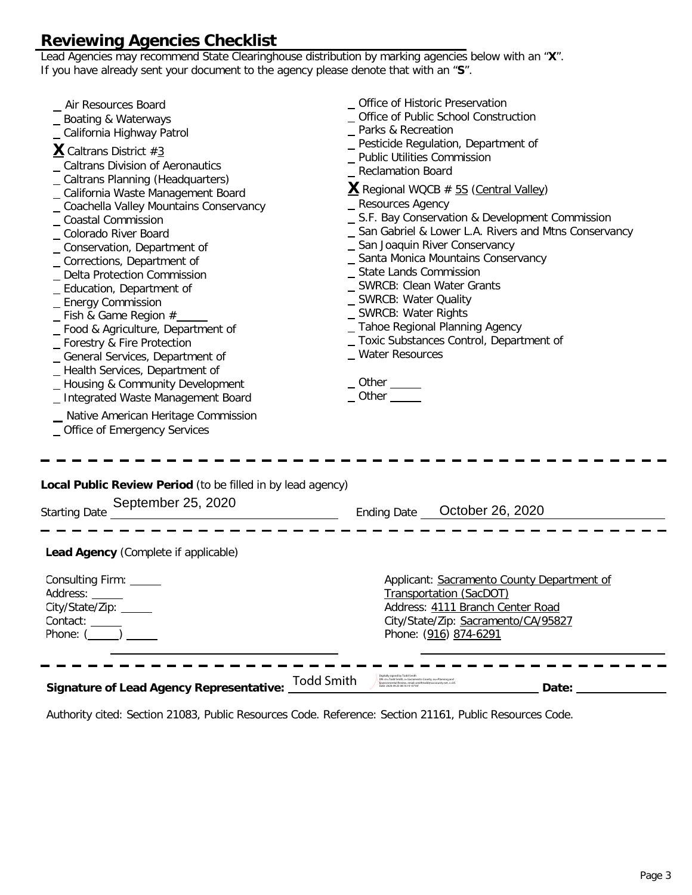## Reviewing Agencies Checklist

Lead Agencies may recommend State Clearinghouse distribution by marking agencies below with an "**X**".
If you have already sent your document to the agency please denote that with an "**S**".

- _ Air Resources Board
- _ Boating & Waterways
- _ California Highway Patrol
- **X** Caltrans District #3
- _ Caltrans Division of Aeronautics
- _ Caltrans Planning (Headquarters)
- _ California Waste Management Board
- _ Coachella Valley Mountains Conservancy
- _ Coastal Commission
- _ Colorado River Board
- _ Conservation, Department of
- _ Corrections, Department of
- _ Delta Protection Commission
- _ Education, Department of
- _ Energy Commission
- _ Fish & Game Region # ____
- _ Food & Agriculture, Department of
- _ Forestry & Fire Protection
- _ General Services, Department of
- _ Health Services, Department of
- _ Housing & Community Development
- _ Integrated Waste Management Board
- _ Native American Heritage Commission
- _ Office of Emergency Services
- _ Office of Historic Preservation
- _ Office of Public School Construction
- _ Parks & Recreation
- _ Pesticide Regulation, Department of
- _ Public Utilities Commission
- _ Reclamation Board
- **X** Regional WQCB # 5S (Central Valley)
- _ Resources Agency
- _ S.F. Bay Conservation & Development Commission
- _ San Gabriel & Lower L.A. Rivers and Mtns Conservancy
- _ San Joaquin River Conservancy
- _ Santa Monica Mountains Conservancy
- _ State Lands Commission
- _ SWRCB: Clean Water Grants
- _ SWRCB: Water Quality
- _ SWRCB: Water Rights
- _ Tahoe Regional Planning Agency
- _ Toxic Substances Control, Department of
- _ Water Resources
- _ Other ____
- _ Other ____

---

**Local Public Review Period** (to be filled in by lead agency)

Starting Date September 25, 2020 Ending Date October 26, 2020

---

**Lead Agency** (Complete if applicable)

Consulting Firm: ____
Address: ____
City/State/Zip: ____
Contact: ____
Phone: (____) ____

Applicant: Sacramento County Department of Transportation (SacDOT)
Address: 4111 Branch Center Road
City/State/Zip: Sacramento/CA/95827
Phone: (916) 874-6291

---

**Signature of Lead Agency Representative:** Todd Smith **Date:** ____

Authority cited: Section 21083, Public Resources Code. Reference: Section 21161, Public Resources Code.